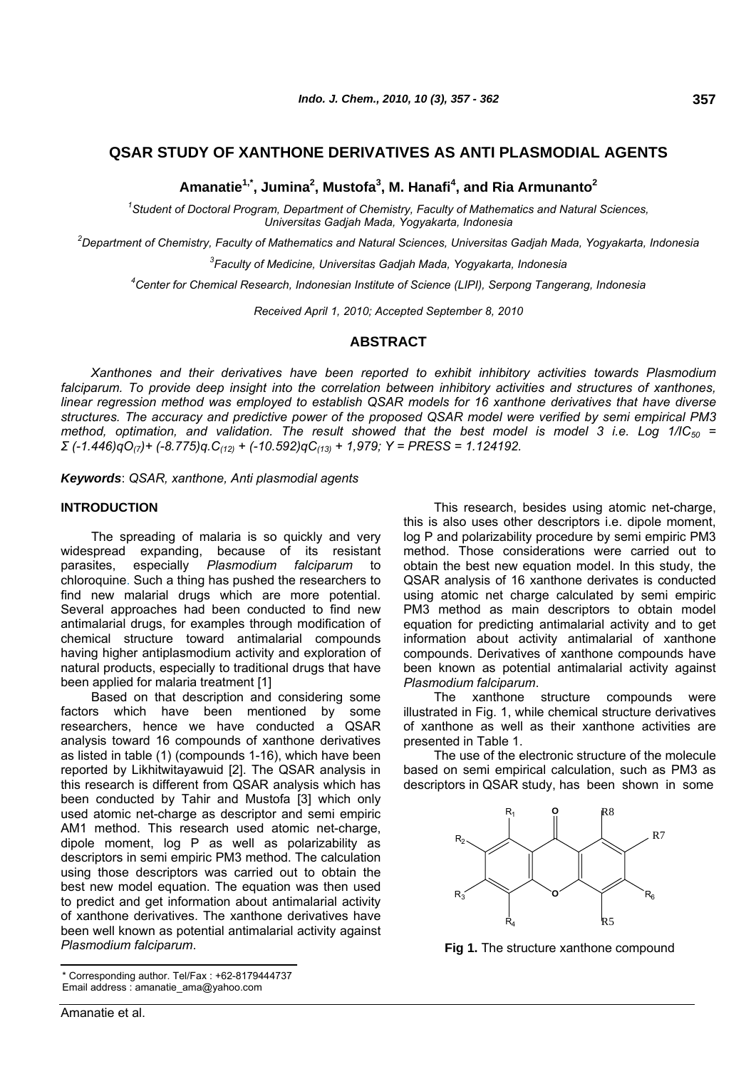# QSAR STUDY OF XANTHONE DERIVATIVES AS ANTI PLASMODIAL AGENTS

**Amanatie[1,*], Jumina[2], Mustofa[3], M. Hanafi[4], and Ria Armunanto[2]**

*[1]Student of Doctoral Program, Department of Chemistry, Faculty of Mathematics and Natural Sciences, Universitas Gadjah Mada, Yogyakarta, Indonesia*

*[2]Department of Chemistry, Faculty of Mathematics and Natural Sciences, Universitas Gadjah Mada, Yogyakarta, Indonesia*

*[3]Faculty of Medicine, Universitas Gadjah Mada, Yogyakarta, Indonesia*

*[4]Center for Chemical Research, Indonesian Institute of Science (LIPI), Serpong Tangerang, Indonesia*

*Received April 1, 2010; Accepted September 8, 2010*

## ABSTRACT

*Xanthones and their derivatives have been reported to exhibit inhibitory activities towards Plasmodium falciparum. To provide deep insight into the correlation between inhibitory activities and structures of xanthones, linear regression method was employed to establish QSAR models for 16 xanthone derivatives that have diverse structures. The accuracy and predictive power of the proposed QSAR model were verified by semi empirical PM3 method, optimation, and validation. The result showed that the best model is model 3 i.e. Log 1/IC$_{50}$ = Σ (-1.446)qO$_{(7)}$+ (-8.775)q.C$_{(12)}$ + (-10.592)qC$_{(13)}$ + 1,979; Y = PRESS = 1.124192.*

***Keywords***: *QSAR, xanthone, Anti plasmodial agents*

## INTRODUCTION

The spreading of malaria is so quickly and very widespread expanding, because of its resistant parasites, especially *Plasmodium falciparum* to chloroquine. Such a thing has pushed the researchers to find new malarial drugs which are more potential. Several approaches had been conducted to find new antimalarial drugs, for examples through modification of chemical structure toward antimalarial compounds having higher antiplasmodium activity and exploration of natural products, especially to traditional drugs that have been applied for malaria treatment [1]

Based on that description and considering some factors which have been mentioned by some researchers, hence we have conducted a QSAR analysis toward 16 compounds of xanthone derivatives as listed in table (1) (compounds 1-16), which have been reported by Likhitwitayawuid [2]. The QSAR analysis in this research is different from QSAR analysis which has been conducted by Tahir and Mustofa [3] which only used atomic net-charge as descriptor and semi empiric AM1 method. This research used atomic net-charge, dipole moment, log P as well as polarizability as descriptors in semi empiric PM3 method. The calculation using those descriptors was carried out to obtain the best new model equation. The equation was then used to predict and get information about antimalarial activity of xanthone derivatives. The xanthone derivatives have been well known as potential antimalarial activity against *Plasmodium falciparum*.

This research, besides using atomic net-charge, this is also uses other descriptors i.e. dipole moment, log P and polarizability procedure by semi empiric PM3 method. Those considerations were carried out to obtain the best new equation model. In this study, the QSAR analysis of 16 xanthone derivates is conducted using atomic net charge calculated by semi empiric PM3 method as main descriptors to obtain model equation for predicting antimalarial activity and to get information about activity antimalarial of xanthone compounds. Derivatives of xanthone compounds have been known as potential antimalarial activity against *Plasmodium falciparum*.

The xanthone structure compounds were illustrated in Fig. 1, while chemical structure derivatives of xanthone as well as their xanthone activities are presented in Table 1.

The use of the electronic structure of the molecule based on semi empirical calculation, such as PM3 as descriptors in QSAR study, has been shown in some

**Fig 1.** The structure xanthone compound

\* Corresponding author. Tel/Fax : +62-8179444737
Email address : amanatie_ama@yahoo.com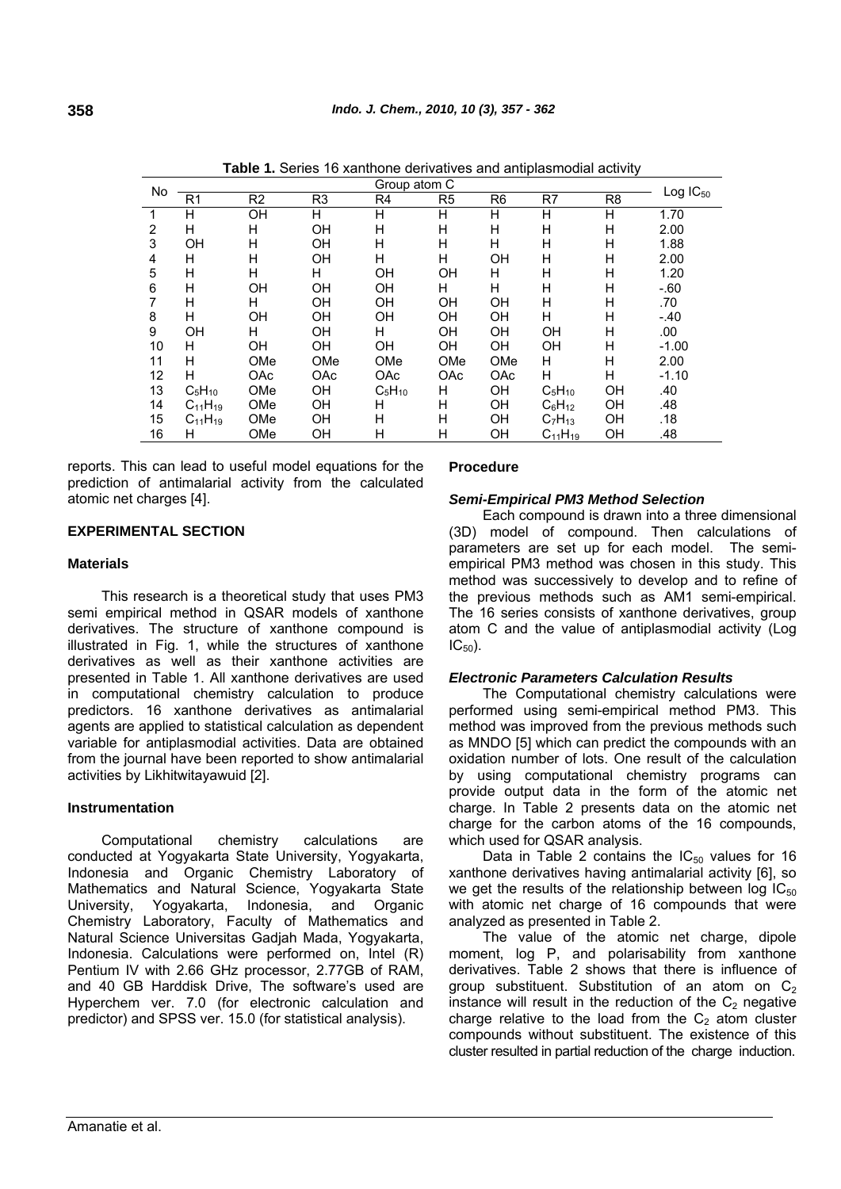**Table 1.** Series 16 xanthone derivatives and antiplasmodial activity

| No | Group atom C | | | | | | | | Log $IC_{50}$ |
|---|---|---|---|---|---|---|---|---|---|
| | R1 | R2 | R3 | R4 | R5 | R6 | R7 | R8 | |
| 1 | H | OH | H | H | H | H | H | H | 1.70 |
| 2 | H | H | OH | H | H | H | H | H | 2.00 |
| 3 | OH | H | OH | H | H | H | H | H | 1.88 |
| 4 | H | H | OH | H | H | OH | H | H | 2.00 |
| 5 | H | H | H | OH | OH | H | H | H | 1.20 |
| 6 | H | OH | OH | OH | H | H | H | H | -.60 |
| 7 | H | H | OH | OH | OH | OH | H | H | .70 |
| 8 | H | OH | OH | OH | OH | OH | H | H | -.40 |
| 9 | OH | H | OH | H | OH | OH | OH | H | .00 |
| 10 | H | OH | OH | OH | OH | OH | OH | H | -1.00 |
| 11 | H | OMe | OMe | OMe | OMe | OMe | H | H | 2.00 |
| 12 | H | OAc | OAc | OAc | OAc | OAc | H | H | -1.10 |
| 13 | $C_5H_{10}$ | OMe | OH | $C_5H_{10}$ | H | OH | $C_5H_{10}$ | OH | .40 |
| 14 | $C_{11}H_{19}$ | OMe | OH | H | H | OH | $C_6H_{12}$ | OH | .48 |
| 15 | $C_{11}H_{19}$ | OMe | OH | H | H | OH | $C_7H_{13}$ | OH | .18 |
| 16 | H | OMe | OH | H | H | OH | $C_{11}H_{19}$ | OH | .48 |

reports. This can lead to useful model equations for the prediction of antimalarial activity from the calculated atomic net charges [4].

## EXPERIMENTAL SECTION

### Materials

This research is a theoretical study that uses PM3 semi empirical method in QSAR models of xanthone derivatives. The structure of xanthone compound is illustrated in Fig. 1, while the structures of xanthone derivatives as well as their xanthone activities are presented in Table 1. All xanthone derivatives are used in computational chemistry calculation to produce predictors. 16 xanthone derivatives as antimalarial agents are applied to statistical calculation as dependent variable for antiplasmodial activities. Data are obtained from the journal have been reported to show antimalarial activities by Likhitwitayawuid [2].

### Instrumentation

Computational chemistry calculations are conducted at Yogyakarta State University, Yogyakarta, Indonesia and Organic Chemistry Laboratory of Mathematics and Natural Science, Yogyakarta State University, Yogyakarta, Indonesia, and Organic Chemistry Laboratory, Faculty of Mathematics and Natural Science Universitas Gadjah Mada, Yogyakarta, Indonesia. Calculations were performed on, Intel (R) Pentium IV with 2.66 GHz processor, 2.77GB of RAM, and 40 GB Harddisk Drive, The software's used are Hyperchem ver. 7.0 (for electronic calculation and predictor) and SPSS ver. 15.0 (for statistical analysis).

### Procedure

#### *Semi-Empirical PM3 Method Selection*

Each compound is drawn into a three dimensional (3D) model of compound. Then calculations of parameters are set up for each model. The semi-empirical PM3 method was chosen in this study. This method was successively to develop and to refine of the previous methods such as AM1 semi-empirical. The 16 series consists of xanthone derivatives, group atom C and the value of antiplasmodial activity (Log $IC_{50}$).

#### *Electronic Parameters Calculation Results*

The Computational chemistry calculations were performed using semi-empirical method PM3. This method was improved from the previous methods such as MNDO [5] which can predict the compounds with an oxidation number of lots. One result of the calculation by using computational chemistry programs can provide output data in the form of the atomic net charge. In Table 2 presents data on the atomic net charge for the carbon atoms of the 16 compounds, which used for QSAR analysis.

Data in Table 2 contains the $IC_{50}$ values for 16 xanthone derivatives having antimalarial activity [6], so we get the results of the relationship between log $IC_{50}$ with atomic net charge of 16 compounds that were analyzed as presented in Table 2.

The value of the atomic net charge, dipole moment, log P, and polarisability from xanthone derivatives. Table 2 shows that there is influence of group substituent. Substitution of an atom on $C_2$ instance will result in the reduction of the $C_2$ negative charge relative to the load from the $C_2$ atom cluster compounds without substituent. The existence of this cluster resulted in partial reduction of the charge induction.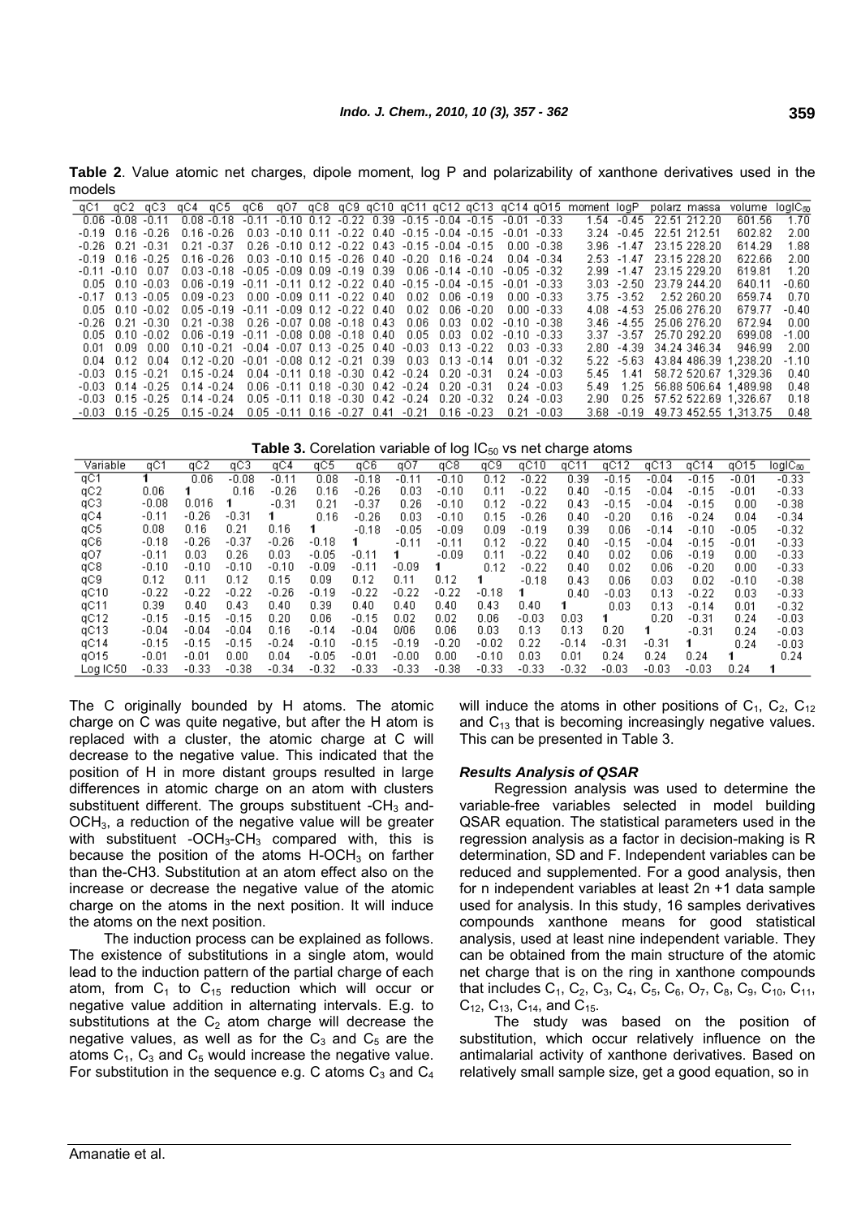**Table 2**. Value atomic net charges, dipole moment, log P and polarizability of xanthone derivatives used in the models

| qC1 | qC2 | qC3 | qC4 | qC5 | qC6 | qO7 | qC8 | qC9 | qC10 | qC11 | qC12 | qC13 | qC14 | qO15 | moment | logP | polarz | massa | volume | $\log IC_{50}$ |
|---|---|---|---|---|---|---|---|---|---|---|---|---|---|---|---|---|---|---|---|---|
| 0.06 | -0.08 | -0.11 | 0.08 | -0.18 | -0.11 | -0.10 | 0.12 | -0.22 | 0.39 | -0.15 | -0.04 | -0.15 | -0.01 | -0.33 | 1.54 | -0.45 | 22.51 | 212.20 | 601.56 | 1.70 |
| -0.19 | 0.16 | -0.26 | 0.16 | -0.26 | 0.03 | -0.10 | 0.11 | -0.22 | 0.40 | -0.15 | -0.04 | -0.15 | -0.01 | -0.33 | 3.24 | -0.45 | 22.51 | 212.51 | 602.82 | 2.00 |
| -0.26 | 0.21 | -0.31 | 0.21 | -0.37 | 0.26 | -0.10 | 0.12 | -0.22 | 0.43 | -0.15 | -0.04 | -0.15 | 0.00 | -0.38 | 3.96 | -1.47 | 23.15 | 228.20 | 614.29 | 1.88 |
| -0.19 | 0.16 | -0.25 | 0.16 | -0.26 | 0.03 | -0.10 | 0.15 | -0.26 | 0.40 | -0.20 | 0.16 | -0.24 | 0.04 | -0.34 | 2.53 | -1.47 | 23.15 | 228.20 | 622.66 | 2.00 |
| -0.11 | -0.10 | 0.07 | 0.03 | -0.18 | -0.05 | -0.09 | 0.09 | -0.19 | 0.39 | 0.06 | -0.14 | -0.10 | -0.05 | -0.32 | 2.99 | -1.47 | 23.15 | 229.20 | 619.81 | 1.20 |
| 0.05 | 0.10 | -0.03 | 0.06 | -0.19 | -0.11 | -0.11 | 0.12 | -0.22 | 0.40 | -0.15 | -0.04 | -0.15 | -0.01 | -0.33 | 3.03 | -2.50 | 23.79 | 244.20 | 640.11 | -0.60 |
| -0.17 | 0.13 | -0.05 | 0.09 | -0.23 | 0.00 | -0.09 | 0.11 | -0.22 | 0.40 | 0.02 | 0.06 | -0.19 | 0.00 | -0.33 | 3.75 | -3.52 | 2.52 | 260.20 | 659.74 | 0.70 |
| 0.05 | 0.10 | -0.02 | 0.05 | -0.19 | -0.11 | -0.09 | 0.12 | -0.22 | 0.40 | 0.02 | 0.06 | -0.20 | 0.00 | -0.33 | 4.08 | -4.53 | 25.06 | 276.20 | 679.77 | -0.40 |
| -0.26 | 0.21 | -0.30 | 0.21 | -0.38 | 0.26 | -0.07 | 0.08 | -0.18 | 0.43 | 0.06 | 0.03 | 0.02 | -0.10 | -0.38 | 3.46 | -4.55 | 25.06 | 276.20 | 672.94 | 0.00 |
| 0.05 | 0.10 | -0.02 | 0.06 | -0.19 | -0.11 | -0.08 | 0.08 | -0.18 | 0.40 | 0.05 | 0.03 | 0.02 | -0.10 | -0.33 | 3.37 | -3.57 | 25.70 | 292.20 | 699.08 | -1.00 |
| 0.01 | 0.09 | 0.00 | 0.10 | -0.21 | -0.04 | -0.07 | 0.13 | -0.25 | 0.40 | -0.03 | 0.13 | -0.22 | 0.03 | -0.33 | 2.80 | -4.39 | 34.24 | 346.34 | 946.99 | 2.00 |
| 0.04 | 0.12 | 0.04 | 0.12 | -0.20 | -0.01 | -0.08 | 0.12 | -0.21 | 0.39 | 0.03 | 0.13 | -0.14 | 0.01 | -0.32 | 5.22 | -5.63 | 43.84 | 486.39 | 1,238.20 | -1.10 |
| -0.03 | 0.15 | -0.21 | 0.15 | -0.24 | 0.04 | -0.11 | 0.18 | -0.30 | 0.42 | -0.24 | 0.20 | -0.31 | 0.24 | -0.03 | 5.45 | 1.41 | 58.72 | 520.67 | 1,329.36 | 0.40 |
| -0.03 | 0.14 | -0.25 | 0.14 | -0.24 | 0.06 | -0.11 | 0.18 | -0.30 | 0.42 | -0.24 | 0.20 | -0.31 | 0.24 | -0.03 | 5.49 | 1.25 | 56.88 | 506.64 | 1,489.98 | 0.48 |
| -0.03 | 0.15 | -0.25 | 0.14 | -0.24 | 0.05 | -0.11 | 0.18 | -0.30 | 0.42 | -0.24 | 0.20 | -0.32 | 0.24 | -0.03 | 2.90 | 0.25 | 57.52 | 522.69 | 1,326.67 | 0.18 |
| -0.03 | 0.15 | -0.25 | 0.15 | -0.24 | 0.05 | -0.11 | 0.16 | -0.27 | 0.41 | -0.21 | 0.16 | -0.23 | 0.21 | -0.03 | 3.68 | -0.19 | 49.73 | 452.55 | 1,313.75 | 0.48 |

**Table 3.** Corelation variable of log $IC_{50}$ vs net charge atoms

| Variable | qC1 | qC2 | qC3 | qC4 | qC5 | qC6 | qO7 | qC8 | qC9 | qC10 | qC11 | qC12 | qC13 | qC14 | qO15 | $\log IC_{50}$ |
|---|---|---|---|---|---|---|---|---|---|---|---|---|---|---|---|---|
| qC1 | 1 | 0.06 | -0.08 | -0.11 | 0.08 | -0.18 | -0.11 | -0.10 | 0.12 | -0.22 | 0.39 | -0.15 | -0.04 | -0.15 | -0.01 | -0.33 |
| qC2 | 0.06 | 1 | 0.16 | -0.26 | 0.16 | -0.26 | 0.03 | -0.10 | 0.11 | -0.22 | 0.40 | -0.15 | -0.04 | -0.15 | -0.01 | -0.33 |
| qC3 | -0.08 | 0.016 | 1 | -0.31 | 0.21 | -0.37 | 0.26 | -0.10 | 0.12 | -0.22 | 0.43 | -0.15 | -0.04 | -0.15 | 0.00 | -0.38 |
| qC4 | -0.11 | -0.26 | -0.31 | 1 | 0.16 | -0.26 | 0.03 | -0.10 | 0.15 | -0.26 | 0.40 | -0.20 | 0.16 | -0.24 | 0.04 | -0.34 |
| qC5 | 0.08 | 0.16 | 0.21 | 0.16 | 1 | -0.18 | -0.05 | -0.09 | 0.09 | -0.19 | 0.39 | 0.06 | -0.14 | -0.10 | -0.05 | -0.32 |
| qC6 | -0.18 | -0.26 | -0.37 | -0.26 | -0.18 | 1 | -0.11 | -0.11 | 0.12 | -0.22 | 0.40 | -0.15 | -0.04 | -0.15 | -0.01 | -0.33 |
| qO7 | -0.11 | 0.03 | 0.26 | 0.03 | -0.05 | -0.11 | 1 | -0.09 | 0.11 | -0.22 | 0.40 | 0.02 | 0.06 | -0.19 | 0.00 | -0.33 |
| qC8 | -0.10 | -0.10 | -0.10 | -0.10 | -0.09 | -0.11 | -0.09 | 1 | 0.12 | -0.22 | 0.40 | 0.02 | 0.06 | -0.20 | 0.00 | -0.33 |
| qC9 | 0.12 | 0.11 | 0.12 | 0.15 | 0.09 | 0.12 | 0.11 | 0.12 | 1 | -0.18 | 0.43 | 0.06 | 0.03 | 0.02 | -0.10 | -0.38 |
| qC10 | -0.22 | -0.22 | -0.22 | -0.26 | -0.19 | -0.22 | -0.22 | -0.22 | -0.18 | 1 | 0.40 | -0.03 | 0.13 | -0.22 | 0.03 | -0.33 |
| qC11 | 0.39 | 0.40 | 0.43 | 0.40 | 0.39 | 0.40 | 0.40 | 0.40 | 0.43 | 0.40 | 1 | 0.03 | 0.13 | -0.14 | 0.01 | -0.32 |
| qC12 | -0.15 | -0.15 | -0.15 | 0.20 | 0.06 | -0.15 | 0.02 | 0.02 | 0.06 | -0.03 | 0.03 | 1 | 0.20 | -0.31 | 0.24 | -0.03 |
| qC13 | -0.04 | -0.04 | -0.04 | 0.16 | -0.14 | -0.04 | 0/06 | 0.06 | 0.03 | 0.13 | 0.13 | 0.20 | 1 | -0.31 | 0.24 | -0.03 |
| qC14 | -0.15 | -0.15 | -0.15 | -0.24 | -0.10 | -0.15 | -0.19 | -0.20 | -0.02 | 0.22 | -0.14 | -0.31 | -0.31 | 1 | 0.24 | -0.03 |
| qO15 | -0.01 | -0.01 | 0.00 | 0.04 | -0.05 | -0.01 | -0.00 | 0.00 | -0.10 | 0.03 | 0.01 | 0.24 | 0.24 | 0.24 | 1 | 0.24 |
| Log IC50 | -0.33 | -0.33 | -0.38 | -0.34 | -0.32 | -0.33 | -0.33 | -0.38 | -0.33 | -0.33 | -0.32 | -0.03 | -0.03 | -0.03 | 0.24 | 1 |

The C originally bounded by H atoms. The atomic charge on C was quite negative, but after the H atom is replaced with a cluster, the atomic charge at C will decrease to the negative value. This indicated that the position of H in more distant groups resulted in large differences in atomic charge on an atom with clusters substituent different. The groups substituent $-CH_3$ and $-OCH_3$, a reduction of the negative value will be greater with substituent $-OCH_3-CH_3$ compared with, this is because the position of the atoms $H-OCH_3$ on farther than the-CH3. Substitution at an atom effect also on the increase or decrease the negative value of the atomic charge on the atoms in the next position. It will induce the atoms on the next position.

The induction process can be explained as follows. The existence of substitutions in a single atom, would lead to the induction pattern of the partial charge of each atom, from $C_1$ to $C_{15}$ reduction which will occur or negative value addition in alternating intervals. E.g. to substitutions at the $C_2$ atom charge will decrease the negative values, as well as for the $C_3$ and $C_5$ are the atoms $C_1$, $C_3$ and $C_5$ would increase the negative value. For substitution in the sequence e.g. C atoms $C_3$ and $C_4$ will induce the atoms in other positions of $C_1$, $C_2$, $C_{12}$ and $C_{13}$ that is becoming increasingly negative values. This can be presented in Table 3.

### *Results Analysis of QSAR*

Regression analysis was used to determine the variable-free variables selected in model building QSAR equation. The statistical parameters used in the regression analysis as a factor in decision-making is R determination, SD and F. Independent variables can be reduced and supplemented. For a good analysis, then for n independent variables at least 2n +1 data sample used for analysis. In this study, 16 samples derivatives compounds xanthone means for good statistical analysis, used at least nine independent variable. They can be obtained from the main structure of the atomic net charge that is on the ring in xanthone compounds that includes $C_1$, $C_2$, $C_3$, $C_4$, $C_5$, $C_6$, $O_7$, $C_8$, $C_9$, $C_{10}$, $C_{11}$, $C_{12}$, $C_{13}$, $C_{14}$, and $C_{15}$.

The study was based on the position of substitution, which occur relatively influence on the antimalarial activity of xanthone derivatives. Based on relatively small sample size, get a good equation, so in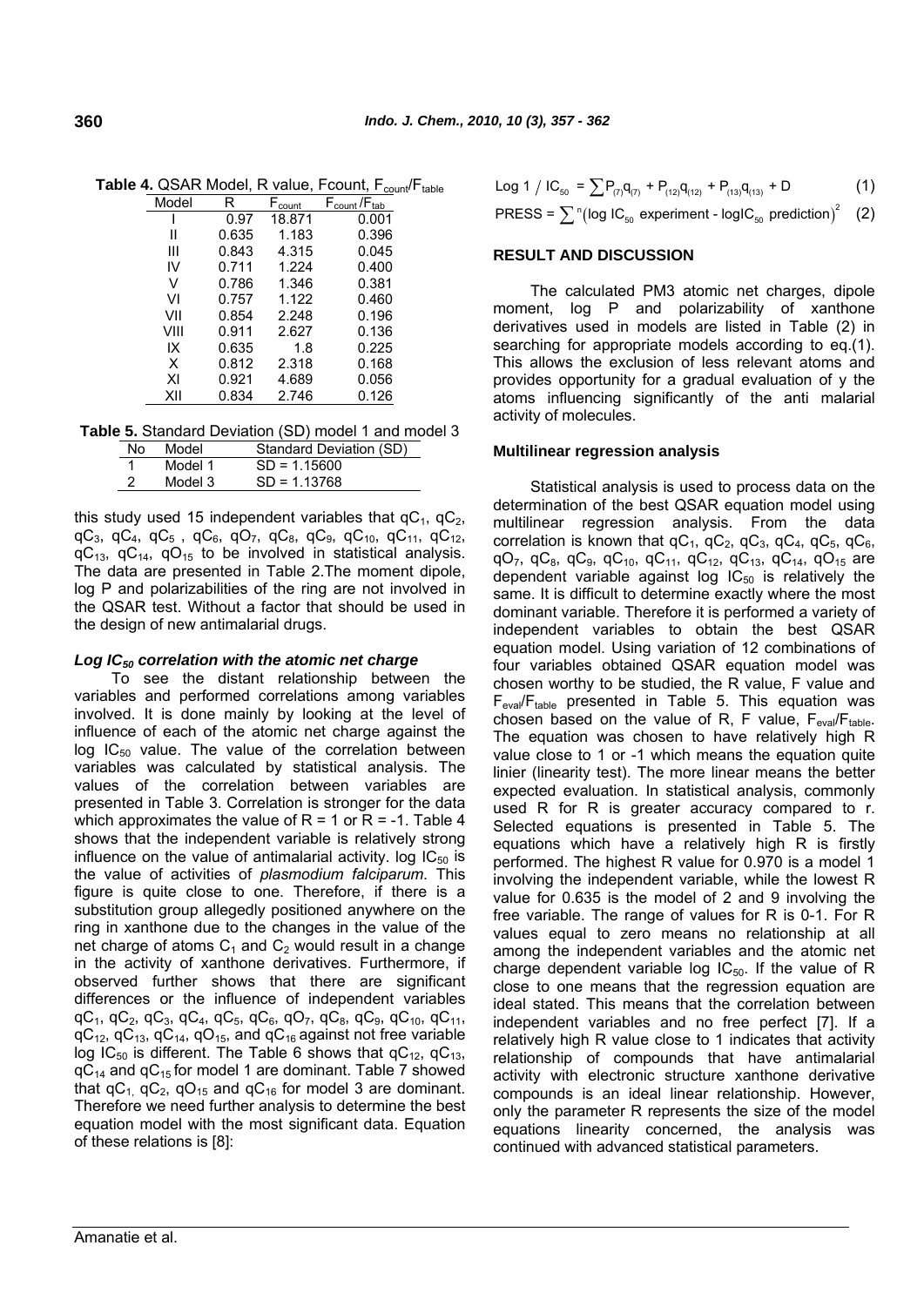**Table 4.** QSAR Model, R value, Fcount, $F_{count}/F_{table}$

| Model | R | $F_{count}$ | $F_{count}/F_{tab}$ |
|---|---|---|---|
| I | 0.97 | 18.871 | 0.001 |
| II | 0.635 | 1.183 | 0.396 |
| III | 0.843 | 4.315 | 0.045 |
| IV | 0.711 | 1.224 | 0.400 |
| V | 0.786 | 1.346 | 0.381 |
| VI | 0.757 | 1.122 | 0.460 |
| VII | 0.854 | 2.248 | 0.196 |
| VIII | 0.911 | 2.627 | 0.136 |
| IX | 0.635 | 1.8 | 0.225 |
| X | 0.812 | 2.318 | 0.168 |
| XI | 0.921 | 4.689 | 0.056 |
| XII | 0.834 | 2.746 | 0.126 |

**Table 5.** Standard Deviation (SD) model 1 and model 3

| No | Model | Standard Deviation (SD) |
|---|---|---|
| 1 | Model 1 | SD = 1.15600 |
| 2 | Model 3 | SD = 1.13768 |

this study used 15 independent variables that $qC_1$, $qC_2$, $qC_3$, $qC_4$, $qC_5$ , $qC_6$, $qO_7$, $qC_8$, $qC_9$, $qC_{10}$, $qC_{11}$, $qC_{12}$, $qC_{13}$, $qC_{14}$, $qO_{15}$ to be involved in statistical analysis. The data are presented in Table 2.The moment dipole, log P and polarizabilities of the ring are not involved in the QSAR test. Without a factor that should be used in the design of new antimalarial drugs.

### *Log $IC_{50}$ correlation with the atomic net charge*

To see the distant relationship between the variables and performed correlations among variables involved. It is done mainly by looking at the level of influence of each of the atomic net charge against the log $IC_{50}$ value. The value of the correlation between variables was calculated by statistical analysis. The values of the correlation between variables are presented in Table 3. Correlation is stronger for the data which approximates the value of R = 1 or R = -1. Table 4 shows that the independent variable is relatively strong influence on the value of antimalarial activity. log $IC_{50}$ is the value of activities of *plasmodium falciparum*. This figure is quite close to one. Therefore, if there is a substitution group allegedly positioned anywhere on the ring in xanthone due to the changes in the value of the net charge of atoms $C_1$ and $C_2$ would result in a change in the activity of xanthone derivatives. Furthermore, if observed further shows that there are significant differences or the influence of independent variables $qC_1$, $qC_2$, $qC_3$, $qC_4$, $qC_5$, $qC_6$, $qO_7$, $qC_8$, $qC_9$, $qC_{10}$, $qC_{11}$, $qC_{12}$, $qC_{13}$, $qC_{14}$, $qO_{15}$, and $qC_{16}$ against not free variable log $IC_{50}$ is different. The Table 6 shows that $qC_{12}$, $qC_{13}$, $qC_{14}$ and $qC_{15}$ for model 1 are dominant. Table 7 showed that $qC_1$, $qC_2$, $qO_{15}$ and $qC_{16}$ for model 3 are dominant. Therefore we need further analysis to determine the best equation model with the most significant data. Equation of these relations is [8]:

$$\text{Log } 1 / IC_{50} = \sum P_{(7)}q_{(7)} + P_{(12)}q_{(12)} + P_{(13)}q_{(13)} + D \quad (1)$$

$$\text{PRESS} = \sum^{n}(\log IC_{50} \text{ experiment} - \log IC_{50} \text{ prediction})^2 \quad (2)$$

## RESULT AND DISCUSSION

The calculated PM3 atomic net charges, dipole moment, log P and polarizability of xanthone derivatives used in models are listed in Table (2) in searching for appropriate models according to eq.(1). This allows the exclusion of less relevant atoms and provides opportunity for a gradual evaluation of y the atoms influencing significantly of the anti malarial activity of molecules.

### Multilinear regression analysis

Statistical analysis is used to process data on the determination of the best QSAR equation model using multilinear regression analysis. From the data correlation is known that $qC_1$, $qC_2$, $qC_3$, $qC_4$, $qC_5$, $qC_6$, $qO_7$, $qC_8$, $qC_9$, $qC_{10}$, $qC_{11}$, $qC_{12}$, $qC_{13}$, $qC_{14}$, $qO_{15}$ are dependent variable against log $IC_{50}$ is relatively the same. It is difficult to determine exactly where the most dominant variable. Therefore it is performed a variety of independent variables to obtain the best QSAR equation model. Using variation of 12 combinations of four variables obtained QSAR equation model was chosen worthy to be studied, the R value, F value and $F_{eval}/F_{table}$ presented in Table 5. This equation was chosen based on the value of R, F value, $F_{eval}/F_{table}$. The equation was chosen to have relatively high R value close to 1 or -1 which means the equation quite linier (linearity test). The more linear means the better expected evaluation. In statistical analysis, commonly used R for R is greater accuracy compared to r. Selected equations is presented in Table 5. The equations which have a relatively high R is firstly performed. The highest R value for 0.970 is a model 1 involving the independent variable, while the lowest R value for 0.635 is the model of 2 and 9 involving the free variable. The range of values for R is 0-1. For R values equal to zero means no relationship at all among the independent variables and the atomic net charge dependent variable log $IC_{50}$. If the value of R close to one means that the regression equation are ideal stated. This means that the correlation between independent variables and no free perfect [7]. If a relatively high R value close to 1 indicates that activity relationship of compounds that have antimalarial activity with electronic structure xanthone derivative compounds is an ideal linear relationship. However, only the parameter R represents the size of the model equations linearity concerned, the analysis was continued with advanced statistical parameters.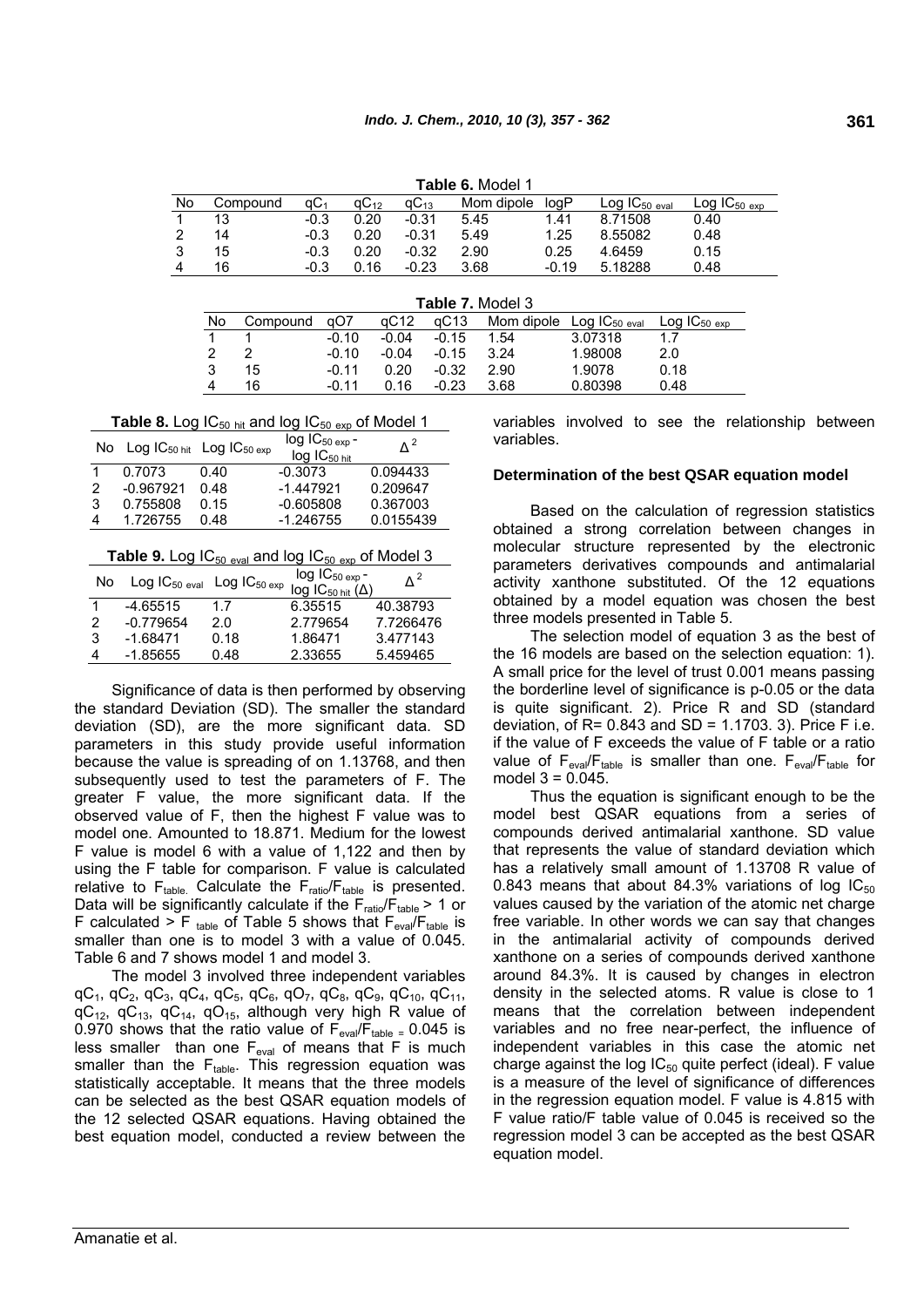**Table 6.** Model 1

| No | Compound | $qC_1$ | $qC_{12}$ | $qC_{13}$ | Mom dipole | logP | Log $IC_{50\ eval}$ | Log $IC_{50\ exp}$ |
|---|---|---|---|---|---|---|---|---|
| 1 | 13 | -0.3 | 0.20 | -0.31 | 5.45 | 1.41 | 8.71508 | 0.40 |
| 2 | 14 | -0.3 | 0.20 | -0.31 | 5.49 | 1.25 | 8.55082 | 0.48 |
| 3 | 15 | -0.3 | 0.20 | -0.32 | 2.90 | 0.25 | 4.6459 | 0.15 |
| 4 | 16 | -0.3 | 0.16 | -0.23 | 3.68 | -0.19 | 5.18288 | 0.48 |

**Table 7.** Model 3

| No | Compound | qO7 | qC12 | qC13 | Mom dipole | Log $IC_{50\ eval}$ | Log $IC_{50\ exp}$ |
|---|---|---|---|---|---|---|---|
| 1 | 1 | -0.10 | -0.04 | -0.15 | 1.54 | 3.07318 | 1.7 |
| 2 | 2 | -0.10 | -0.04 | -0.15 | 3.24 | 1.98008 | 2.0 |
| 3 | 15 | -0.11 | 0.20 | -0.32 | 2.90 | 1.9078 | 0.18 |
| 4 | 16 | -0.11 | 0.16 | -0.23 | 3.68 | 0.80398 | 0.48 |

**Table 8.** Log $IC_{50\ hit}$ and log $IC_{50\ exp}$ of Model 1

| No | Log $IC_{50\ hit}$ | Log $IC_{50\ exp}$ | log $IC_{50\ exp}$ - log $IC_{50\ hit}$ | $\Delta^2$ |
|---|---|---|---|---|
| 1 | 0.7073 | 0.40 | -0.3073 | 0.094433 |
| 2 | -0.967921 | 0.48 | -1.447921 | 0.209647 |
| 3 | 0.755808 | 0.15 | -0.605808 | 0.367003 |
| 4 | 1.726755 | 0.48 | -1.246755 | 0.0155439 |

**Table 9.** Log $IC_{50\ eval}$ and log $IC_{50\ exp}$ of Model 3

| No | Log $IC_{50\ eval}$ | Log $IC_{50\ exp}$ | log $IC_{50\ exp}$ - log $IC_{50\ hit}$ ($\Delta$) | $\Delta^2$ |
|---|---|---|---|---|
| 1 | -4.65515 | 1.7 | 6.35515 | 40.38793 |
| 2 | -0.779654 | 2.0 | 2.779654 | 7.7266476 |
| 3 | -1.68471 | 0.18 | 1.86471 | 3.477143 |
| 4 | -1.85655 | 0.48 | 2.33655 | 5.459465 |

Significance of data is then performed by observing the standard Deviation (SD). The smaller the standard deviation (SD), are the more significant data. SD parameters in this study provide useful information because the value is spreading of on 1.13768, and then subsequently used to test the parameters of F. The greater F value, the more significant data. If the observed value of F, then the highest F value was to model one. Amounted to 18.871. Medium for the lowest F value is model 6 with a value of 1,122 and then by using the F table for comparison. F value is calculated relative to $F_{table}$. Calculate the $F_{ratio}/F_{table}$ is presented. Data will be significantly calculate if the $F_{ratio}/F_{table} > 1$ or F calculated > $F_{table}$ of Table 5 shows that $F_{eval}/F_{table}$ is smaller than one is to model 3 with a value of 0.045. Table 6 and 7 shows model 1 and model 3.

The model 3 involved three independent variables $qC_1$, $qC_2$, $qC_3$, $qC_4$, $qC_5$, $qC_6$, $qO_7$, $qC_8$, $qC_9$, $qC_{10}$, $qC_{11}$, $qC_{12}$, $qC_{13}$, $qC_{14}$, $qO_{15}$, although very high R value of 0.970 shows that the ratio value of $F_{eval}/F_{table} = 0.045$ is less smaller than one $F_{eval}$ of means that F is much smaller than the $F_{table}$. This regression equation was statistically acceptable. It means that the three models can be selected as the best QSAR equation models of the 12 selected QSAR equations. Having obtained the best equation model, conducted a review between the variables involved to see the relationship between variables.

### Determination of the best QSAR equation model

Based on the calculation of regression statistics obtained a strong correlation between changes in molecular structure represented by the electronic parameters derivatives compounds and antimalarial activity xanthone substituted. Of the 12 equations obtained by a model equation was chosen the best three models presented in Table 5.

The selection model of equation 3 as the best of the 16 models are based on the selection equation: 1). A small price for the level of trust 0.001 means passing the borderline level of significance is p-0.05 or the data is quite significant. 2). Price R and SD (standard deviation, of R= 0.843 and SD = 1.1703. 3). Price F i.e. if the value of F exceeds the value of F table or a ratio value of $F_{eval}/F_{table}$ is smaller than one. $F_{eval}/F_{table}$ for model 3 = 0.045.

Thus the equation is significant enough to be the model best QSAR equations from a series of compounds derived antimalarial xanthone. SD value that represents the value of standard deviation which has a relatively small amount of 1.13708 R value of 0.843 means that about 84.3% variations of log $IC_{50}$ values caused by the variation of the atomic net charge free variable. In other words we can say that changes in the antimalarial activity of compounds derived xanthone on a series of compounds derived xanthone around 84.3%. It is caused by changes in electron density in the selected atoms. R value is close to 1 means that the correlation between independent variables and no free near-perfect, the influence of independent variables in this case the atomic net charge against the log $IC_{50}$ quite perfect (ideal). F value is a measure of the level of significance of differences in the regression equation model. F value is 4.815 with F value ratio/F table value of 0.045 is received so the regression model 3 can be accepted as the best QSAR equation model.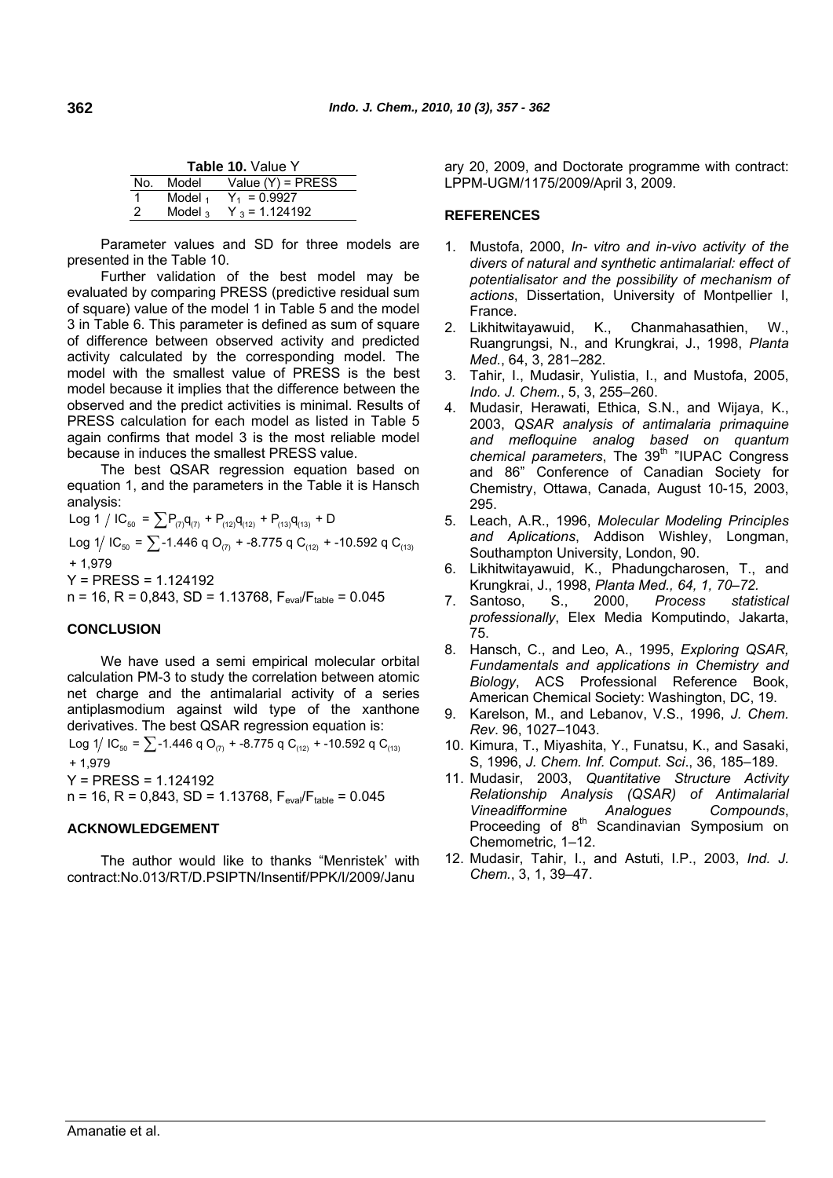**Table 10.** Value Y

| No. | Model | Value (Y) = PRESS |
|---|---|---|
| 1 | Model $_1$ | $Y_1$ = 0.9927 |
| 2 | Model $_3$ | $Y_3$ = 1.124192 |

Parameter values and SD for three models are presented in the Table 10.

Further validation of the best model may be evaluated by comparing PRESS (predictive residual sum of square) value of the model 1 in Table 5 and the model 3 in Table 6. This parameter is defined as sum of square of difference between observed activity and predicted activity calculated by the corresponding model. The model with the smallest value of PRESS is the best model because it implies that the difference between the observed and the predict activities is minimal. Results of PRESS calculation for each model as listed in Table 5 again confirms that model 3 is the most reliable model because in induces the smallest PRESS value.

The best QSAR regression equation based on equation 1, and the parameters in the Table it is Hansch analysis:

$$\text{Log } 1 / IC_{50} = \sum P_{(7)}q_{(7)} + P_{(12)}q_{(12)} + P_{(13)}q_{(13)} + D$$

$$\text{Log } 1/ IC_{50} = \sum -1.446 \text{ q } O_{(7)} + -8.775 \text{ q } C_{(12)} + -10.592 \text{ q } C_{(13)} + 1{,}979$$

Y = PRESS = 1.124192

n = 16, R = 0,843, SD = 1.13768, $F_{eval}/F_{table}$ = 0.045

## CONCLUSION

We have used a semi empirical molecular orbital calculation PM-3 to study the correlation between atomic net charge and the antimalarial activity of a series antiplasmodium against wild type of the xanthone derivatives. The best QSAR regression equation is:

$$\text{Log } 1/ IC_{50} = \sum -1.446 \text{ q } O_{(7)} + -8.775 \text{ q } C_{(12)} + -10.592 \text{ q } C_{(13)} + 1{,}979$$

Y = PRESS = 1.124192

n = 16, R = 0,843, SD = 1.13768, $F_{eval}/F_{table}$ = 0.045

## ACKNOWLEDGEMENT

The author would like to thanks "Menristek" with contract:No.013/RT/D.PSIPTN/Insentif/PPK/I/2009/January 20, 2009, and Doctorate programme with contract: LPPM-UGM/1175/2009/April 3, 2009.

## REFERENCES

1. Mustofa, 2000, *In- vitro and in-vivo activity of the divers of natural and synthetic antimalarial: effect of potentialisator and the possibility of mechanism of actions*, Dissertation, University of Montpellier I, France.
2. Likhitwitayawuid, K., Chanmahasathien, W., Ruangrungsi, N., and Krungkrai, J., 1998, *Planta Med.*, 64, 3, 281–282.
3. Tahir, I., Mudasir, Yulistia, I., and Mustofa, 2005, *Indo. J. Chem.*, 5, 3, 255–260.
4. Mudasir, Herawati, Ethica, S.N., and Wijaya, K., 2003, *QSAR analysis of antimalaria primaquine and mefloquine analog based on quantum chemical parameters*, The 39th "IUPAC Congress and 86" Conference of Canadian Society for Chemistry, Ottawa, Canada, August 10-15, 2003, 295.
5. Leach, A.R., 1996, *Molecular Modeling Principles and Aplications*, Addison Wishley, Longman, Southampton University, London, 90.
6. Likhitwitayawuid, K., Phadungcharosen, T., and Krungkrai, J., 1998, *Planta Med., 64, 1, 70–72.*
7. Santoso, S., 2000, *Process statistical professionally*, Elex Media Komputindo, Jakarta, 75.
8. Hansch, C., and Leo, A., 1995, *Exploring QSAR, Fundamentals and applications in Chemistry and Biology*, ACS Professional Reference Book, American Chemical Society: Washington, DC, 19.
9. Karelson, M., and Lebanov, V.S., 1996, *J. Chem. Rev*. 96, 1027–1043.
10. Kimura, T., Miyashita, Y., Funatsu, K., and Sasaki, S, 1996, *J. Chem. Inf. Comput. Sci*., 36, 185–189.
11. Mudasir, 2003, *Quantitative Structure Activity Relationship Analysis (QSAR) of Antimalarial Vineadifformine Analogues Compounds*, Proceeding of 8th Scandinavian Symposium on Chemometric, 1–12.
12. Mudasir, Tahir, I., and Astuti, I.P., 2003, *Ind. J. Chem.*, 3, 1, 39–47.